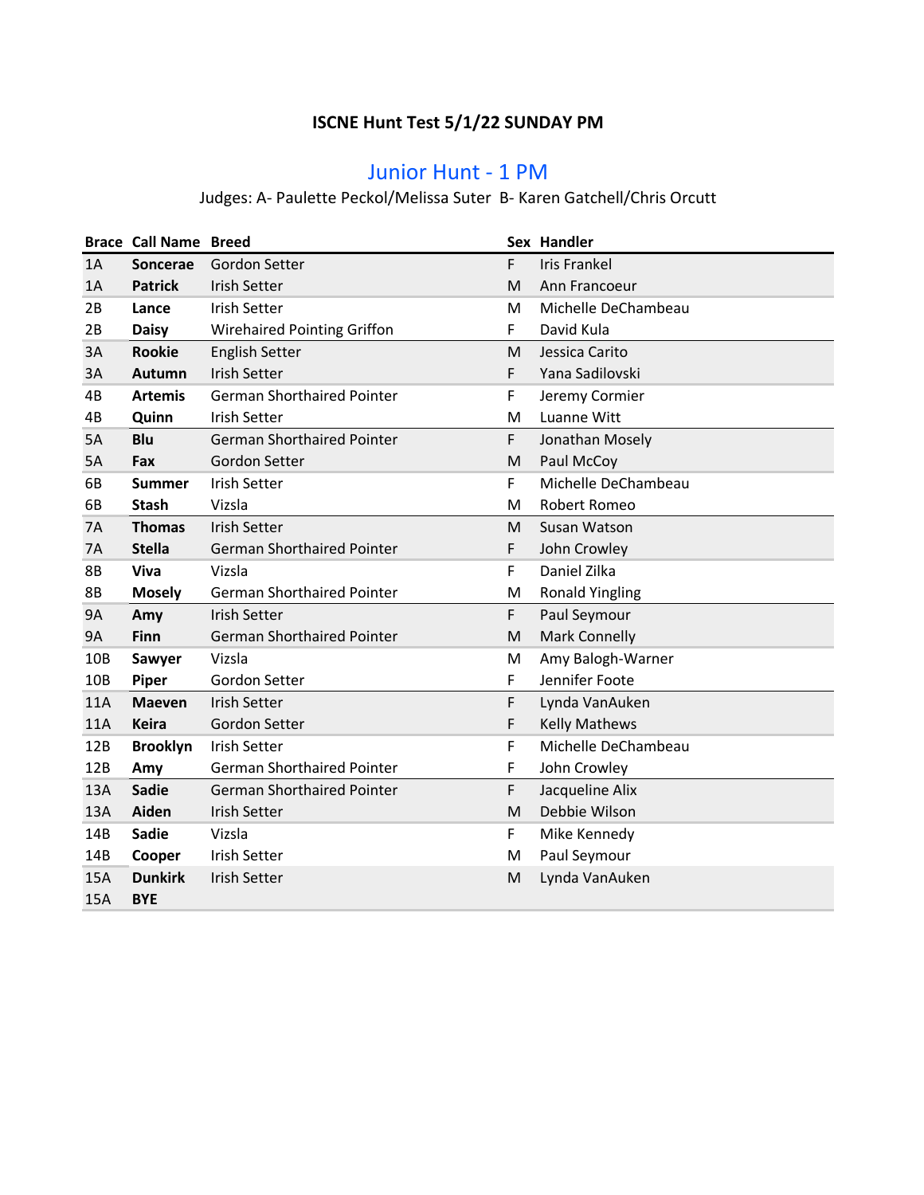# ISCNE Hunt Test 5/1/22 SUNDAY PM

## Junior Hunt - 1 PM

Judges: A- Paulette Peckol/Melissa Suter  B- Karen Gatchell/Chris Orcutt

| Brace | Call Name | Breed | Sex | Handler |
|---|---|---|---|---|
| 1A | **Soncerae** | Gordon Setter | F | Iris Frankel |
| 1A | **Patrick** | Irish Setter | M | Ann Francoeur |
| 2B | **Lance** | Irish Setter | M | Michelle DeChambeau |
| 2B | **Daisy** | Wirehaired Pointing Griffon | F | David Kula |
| 3A | **Rookie** | English Setter | M | Jessica Carito |
| 3A | **Autumn** | Irish Setter | F | Yana Sadilovski |
| 4B | **Artemis** | German Shorthaired Pointer | F | Jeremy Cormier |
| 4B | **Quinn** | Irish Setter | M | Luanne Witt |
| 5A | **Blu** | German Shorthaired Pointer | F | Jonathan Mosely |
| 5A | **Fax** | Gordon Setter | M | Paul McCoy |
| 6B | **Summer** | Irish Setter | F | Michelle DeChambeau |
| 6B | **Stash** | Vizsla | M | Robert Romeo |
| 7A | **Thomas** | Irish Setter | M | Susan Watson |
| 7A | **Stella** | German Shorthaired Pointer | F | John Crowley |
| 8B | **Viva** | Vizsla | F | Daniel Zilka |
| 8B | **Mosely** | German Shorthaired Pointer | M | Ronald Yingling |
| 9A | **Amy** | Irish Setter | F | Paul Seymour |
| 9A | **Finn** | German Shorthaired Pointer | M | Mark Connelly |
| 10B | **Sawyer** | Vizsla | M | Amy Balogh-Warner |
| 10B | **Piper** | Gordon Setter | F | Jennifer Foote |
| 11A | **Maeven** | Irish Setter | F | Lynda VanAuken |
| 11A | **Keira** | Gordon Setter | F | Kelly Mathews |
| 12B | **Brooklyn** | Irish Setter | F | Michelle DeChambeau |
| 12B | **Amy** | German Shorthaired Pointer | F | John Crowley |
| 13A | **Sadie** | German Shorthaired Pointer | F | Jacqueline Alix |
| 13A | **Aiden** | Irish Setter | M | Debbie Wilson |
| 14B | **Sadie** | Vizsla | F | Mike Kennedy |
| 14B | **Cooper** | Irish Setter | M | Paul Seymour |
| 15A | **Dunkirk** | Irish Setter | M | Lynda VanAuken |
| 15A | **BYE** | | | |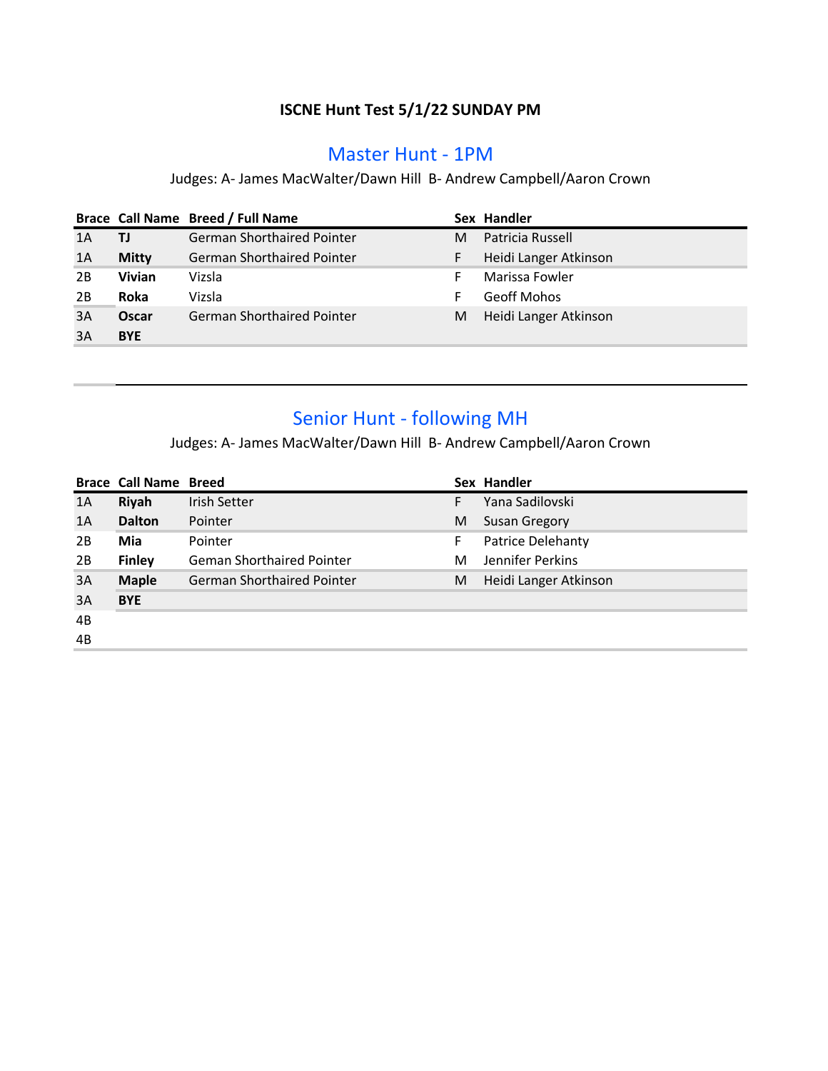# ISCNE Hunt Test 5/1/22 SUNDAY PM

## Master Hunt - 1PM

Judges: A- James MacWalter/Dawn Hill B- Andrew Campbell/Aaron Crown

| Brace | Call Name | Breed / Full Name | Sex | Handler |
|---|---|---|---|---|
| 1A | **TJ** | German Shorthaired Pointer | M | Patricia Russell |
| 1A | **Mitty** | German Shorthaired Pointer | F | Heidi Langer Atkinson |
| 2B | **Vivian** | Vizsla | F | Marissa Fowler |
| 2B | **Roka** | Vizsla | F | Geoff Mohos |
| 3A | **Oscar** | German Shorthaired Pointer | M | Heidi Langer Atkinson |
| 3A | **BYE** | | | |

## Senior Hunt - following MH

Judges: A- James MacWalter/Dawn Hill B- Andrew Campbell/Aaron Crown

| Brace | Call Name | Breed | Sex | Handler |
|---|---|---|---|---|
| 1A | **Riyah** | Irish Setter | F | Yana Sadilovski |
| 1A | **Dalton** | Pointer | M | Susan Gregory |
| 2B | **Mia** | Pointer | F | Patrice Delehanty |
| 2B | **Finley** | Geman Shorthaired Pointer | M | Jennifer Perkins |
| 3A | **Maple** | German Shorthaired Pointer | M | Heidi Langer Atkinson |
| 3A | **BYE** | | | |
| 4B | | | | |
| 4B | | | | |